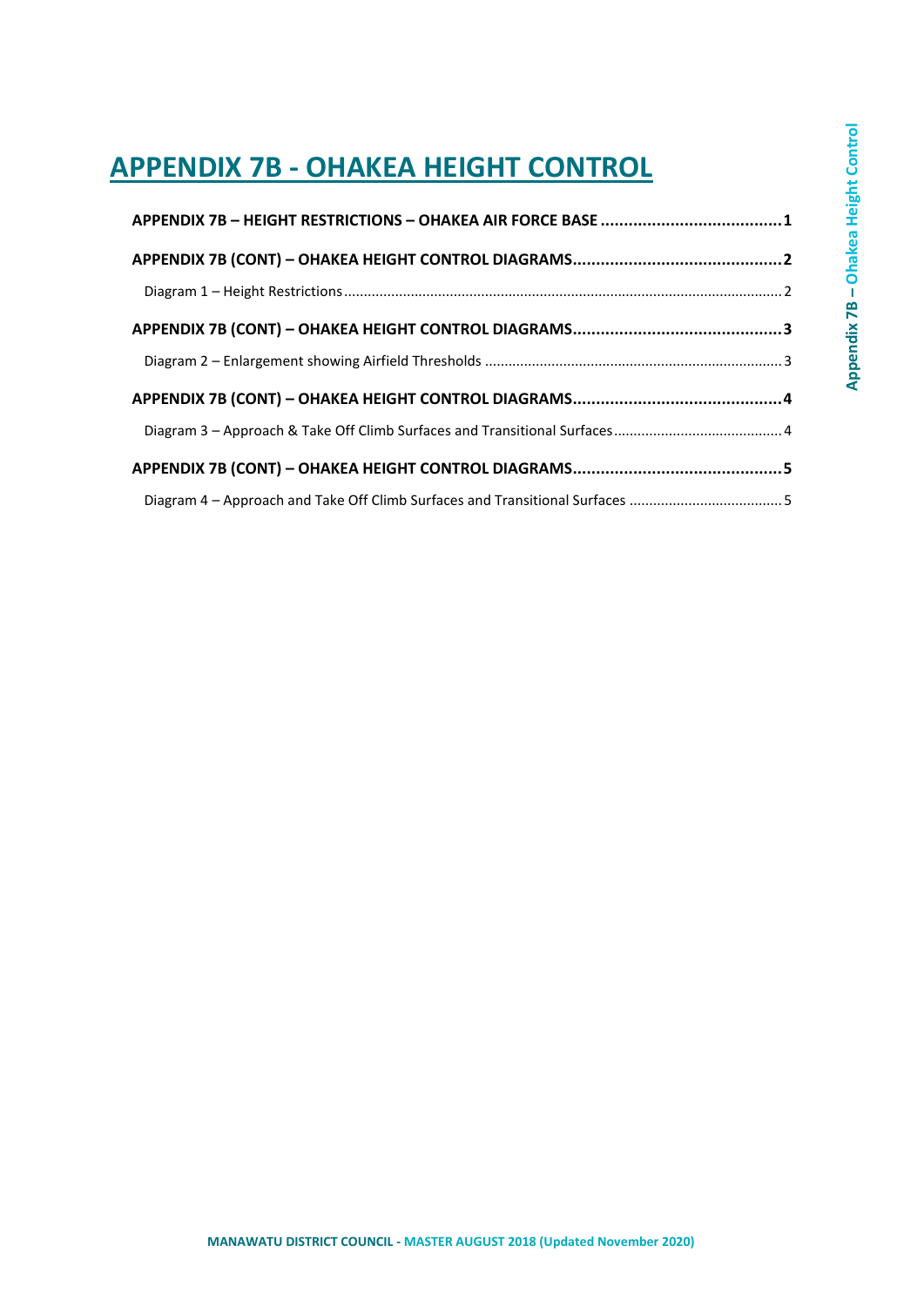# APPENDIX 7B - OHAKEA HEIGHT CONTROL

**APPENDIX 7B – HEIGHT RESTRICTIONS – OHAKEA AIR FORCE BASE .......................................1**

**APPENDIX 7B (CONT) – OHAKEA HEIGHT CONTROL DIAGRAMS.............................................2**

Diagram 1 – Height Restrictions ............................................................................................................... 2

**APPENDIX 7B (CONT) – OHAKEA HEIGHT CONTROL DIAGRAMS.............................................3**

Diagram 2 – Enlargement showing Airfield Thresholds ........................................................................... 3

**APPENDIX 7B (CONT) – OHAKEA HEIGHT CONTROL DIAGRAMS.............................................4**

Diagram 3 – Approach & Take Off Climb Surfaces and Transitional Surfaces ........................................... 4

**APPENDIX 7B (CONT) – OHAKEA HEIGHT CONTROL DIAGRAMS.............................................5**

Diagram 4 – Approach and Take Off Climb Surfaces and Transitional Surfaces ....................................... 5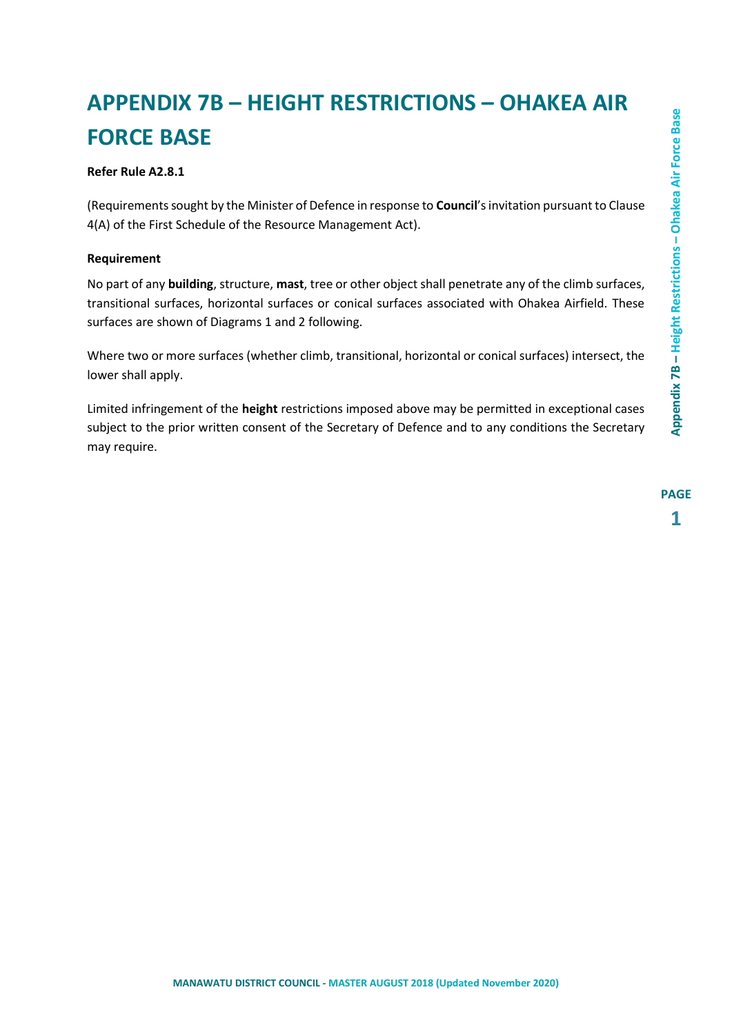# APPENDIX 7B – HEIGHT RESTRICTIONS – OHAKEA AIR FORCE BASE

**Refer Rule A2.8.1**

(Requirements sought by the Minister of Defence in response to **Council**'s invitation pursuant to Clause 4(A) of the First Schedule of the Resource Management Act).

**Requirement**

No part of any **building**, structure, **mast**, tree or other object shall penetrate any of the climb surfaces, transitional surfaces, horizontal surfaces or conical surfaces associated with Ohakea Airfield. These surfaces are shown of Diagrams 1 and 2 following.

Where two or more surfaces (whether climb, transitional, horizontal or conical surfaces) intersect, the lower shall apply.

Limited infringement of the **height** restrictions imposed above may be permitted in exceptional cases subject to the prior written consent of the Secretary of Defence and to any conditions the Secretary may require.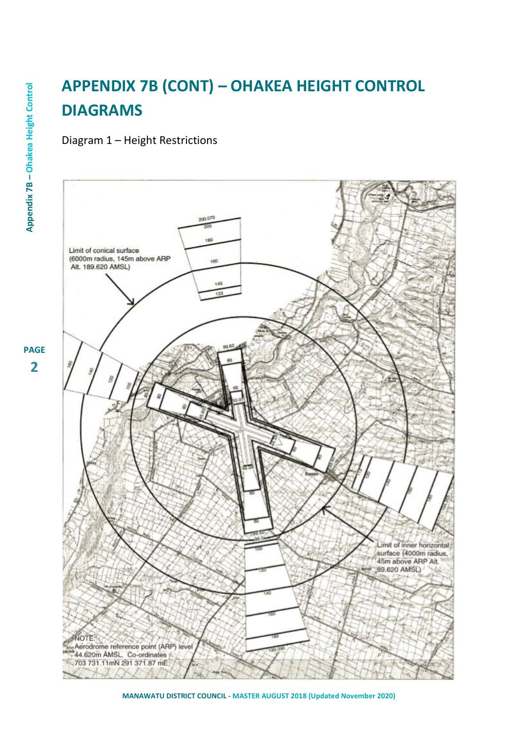# APPENDIX 7B (CONT) – OHAKEA HEIGHT CONTROL DIAGRAMS

Diagram 1 – Height Restrictions

Limit of conical surface (6000m radius, 145m above ARP Alt. 189.620 AMSL)

Limit of inner horizontal surface (4000m radius, 45m above ARP Alt. 89.620 AMSL)

NOTE:
Aerodrome reference point (ARP) level 44.620m AMSL. Co-ordinates 703 731.11mN 291 371.87 mE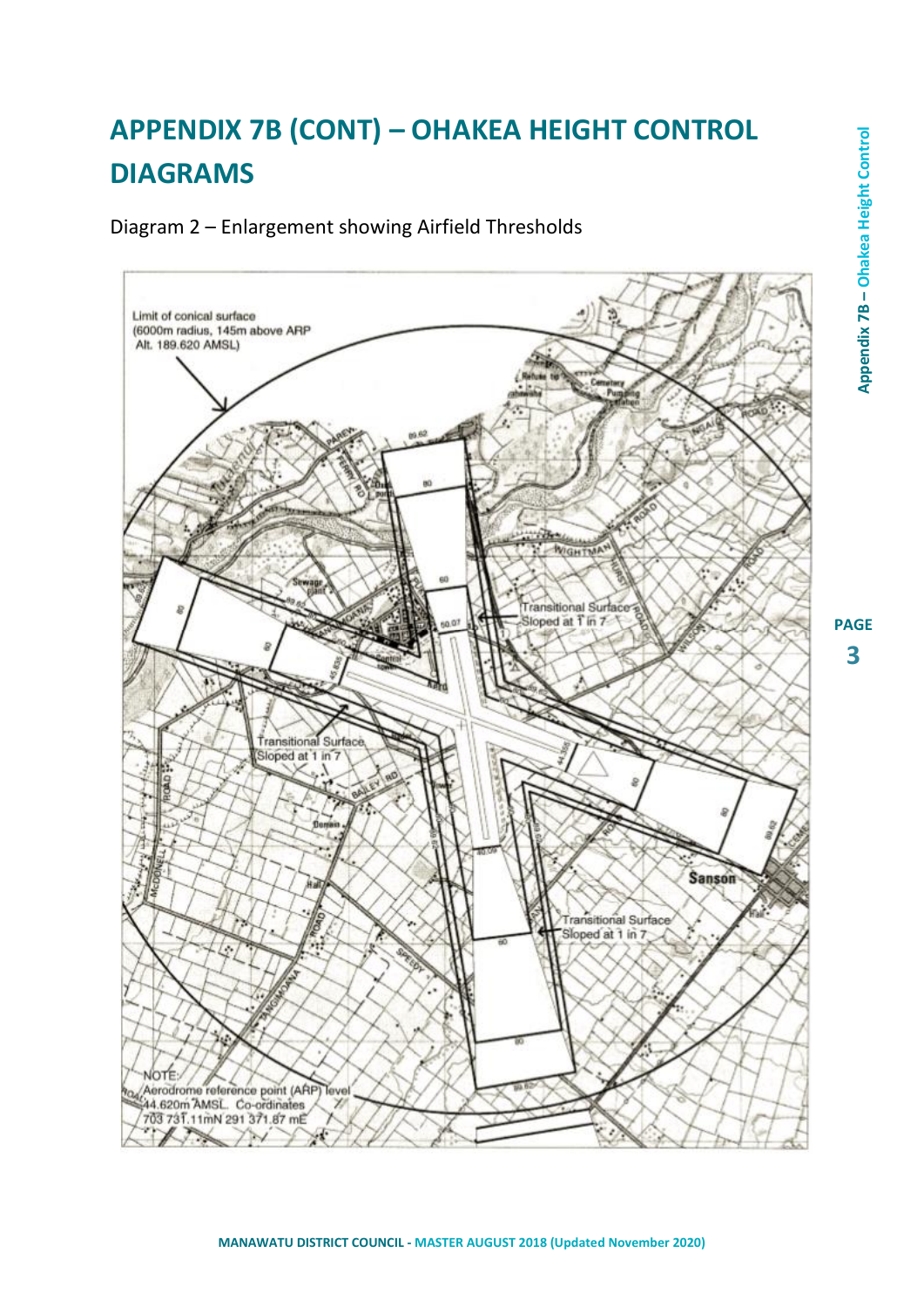# APPENDIX 7B (CONT) – OHAKEA HEIGHT CONTROL DIAGRAMS

Diagram 2 – Enlargement showing Airfield Thresholds

Limit of conical surface (6000m radius, 145m above ARP Alt. 189.620 AMSL)

Transitional Surface Sloped at 1 in 7

Transitional Surface Sloped at 1 in 7

Transitional Surface Sloped at 1 in 7

NOTE:
Aerodrome reference point (ARP) level 44.620m AMSL. Co-ordinates 703 731.11mN 291 371.87 mE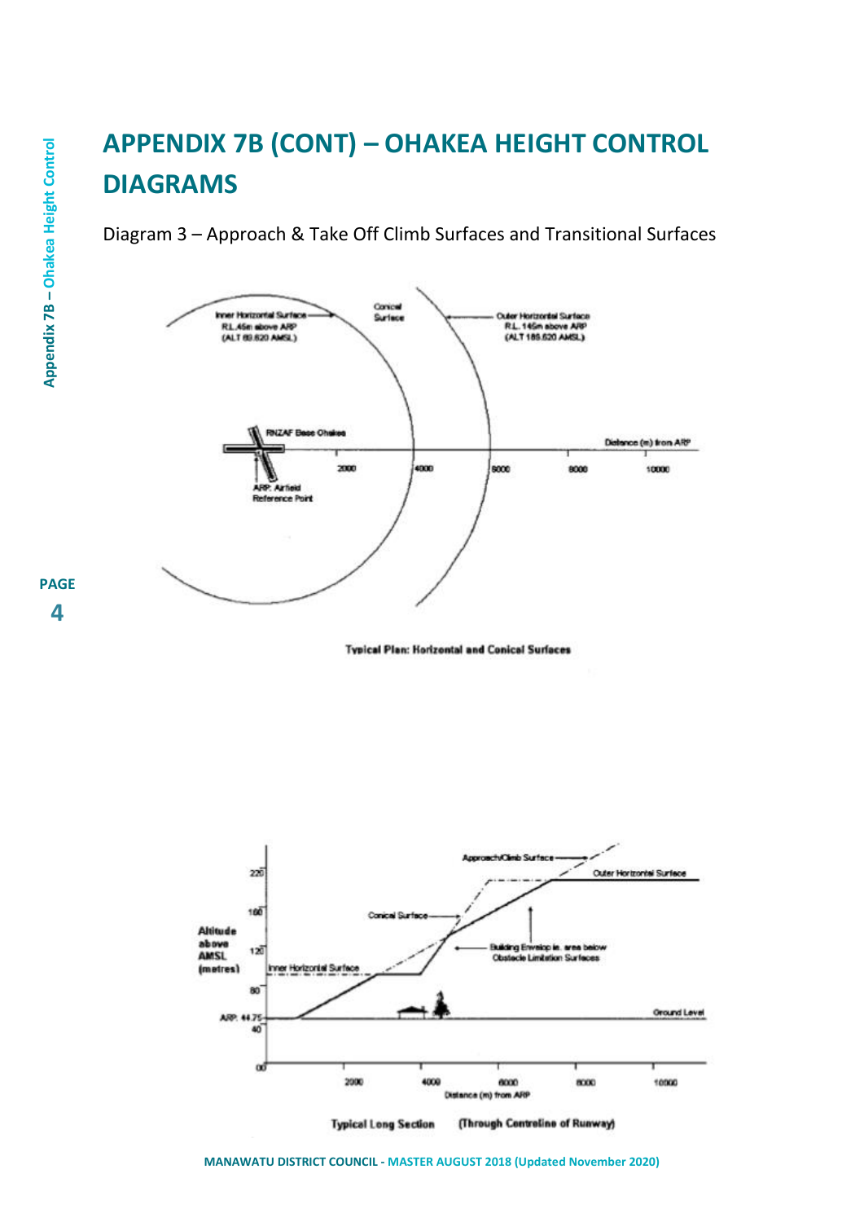# APPENDIX 7B (CONT) – OHAKEA HEIGHT CONTROL DIAGRAMS

Diagram 3 – Approach & Take Off Climb Surfaces and Transitional Surfaces

Inner Horizontal Surface
R.L.45m above ARP
(ALT 89.620 AMSL)

Conical Surface

Outer Horizontal Surface
R.L.145m above ARP
(ALT 189.620 AMSL)

RNZAF Base Ohakea

Distance (m) from ARP

2000 4000 6000 8000 10000

ARP: Airfield Reference Point

Typical Plan: Horizontal and Conical Surfaces

Approach/Climb Surface

Outer Horizontal Surface

Conical Surface

Inner Horizontal Surface

Building Envelope ie. area below Obstacle Limitation Surfaces

Altitude above AMSL (metres)

220 160 120 80 40 00

ARP: 44.75

Ground Level

2000 4000 6000 8000 10000

Distance (m) from ARP

Typical Long Section (Through Centreline of Runway)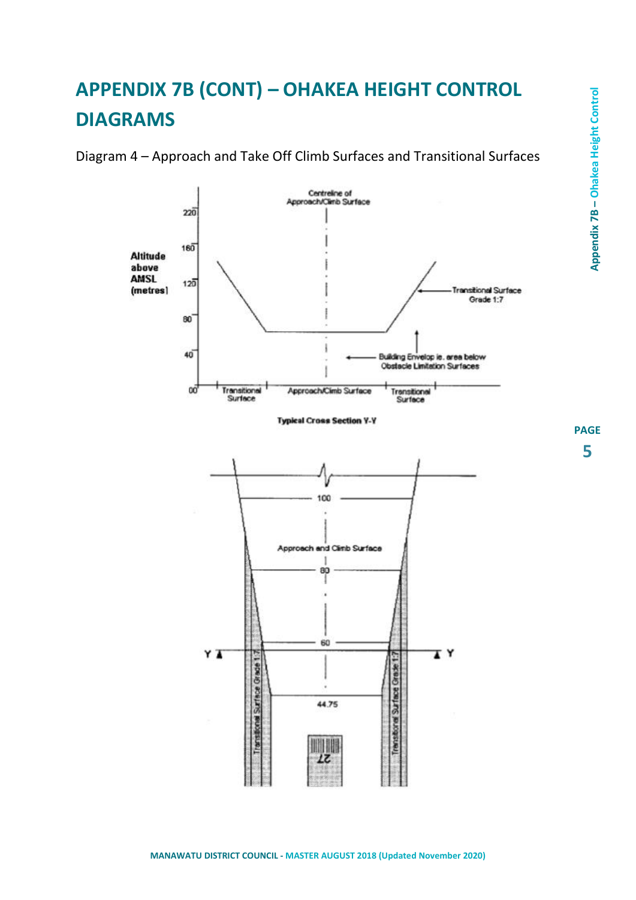# APPENDIX 7B (CONT) – OHAKEA HEIGHT CONTROL DIAGRAMS

Diagram 4 – Approach and Take Off Climb Surfaces and Transitional Surfaces

Centreline of Approach/Climb Surface

Altitude above AMSL (metres)

220
160
120
80
40
00

Transitional Surface Grade 1:7

Building Envelop ie. area below Obstacle Limitation Surfaces

Transitional Surface
Approach/Climb Surface
Transitional Surface

Typical Cross Section Y-Y

100

Approach and Climb Surface

80

60

Y Y

44.75

Transitional Surface Grade 1:7

Transitional Surface Grade 1:7

27